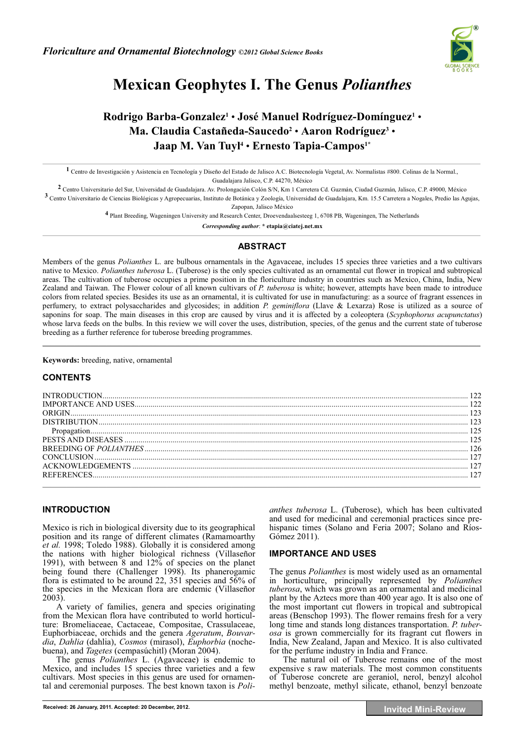# Mexican Geophytes I. The Genus *Polianthes*

**Rodrigo Barba-Gonzalez[1] • José Manuel Rodríguez-Domínguez[1] • Ma. Claudia Castañeda-Saucedo[2] • Aaron Rodríguez[3] • Jaap M. Van Tuyl[4] • Ernesto Tapia-Campos[1*]**

[1] Centro de Investigación y Asistencia en Tecnología y Diseño del Estado de Jalisco A.C. Biotecnología Vegetal, Av. Normalistas #800. Colinas de la Normal., Guadalajara Jalisco, C.P. 44270, México

[2] Centro Universitario del Sur, Universidad de Guadalajara. Av. Prolongación Colón S/N, Km 1 Carretera Cd. Guzmán, Ciudad Guzmán, Jalisco, C.P. 49000, México

[3] Centro Universitario de Ciencias Biológicas y Agropecuarias, Instituto de Botánica y Zoología, Universidad de Guadalajara, Km. 15.5 Carretera a Nogales, Predio las Agujas, Zapopan, Jalisco México

[4] Plant Breeding, Wageningen University and Research Center, Droevendaalsesteeg 1, 6708 PB, Wageningen, The Netherlands

*Corresponding author*: * **etapia@ciatej.net.mx**

## ABSTRACT

Members of the genus *Polianthes* L. are bulbous ornamentals in the Agavaceae, includes 15 species three varieties and a two cultivars native to Mexico. *Polianthes tuberosa* L. (Tuberose) is the only species cultivated as an ornamental cut flower in tropical and subtropical areas. The cultivation of tuberose occupies a prime position in the floriculture industry in countries such as Mexico, China, India, New Zealand and Taiwan. The Flower colour of all known cultivars of *P. tuberosa* is white; however, attempts have been made to introduce colors from related species. Besides its use as an ornamental, it is cultivated for use in manufacturing: as a source of fragrant essences in perfumery, to extract polysaccharides and glycosides; in addition *P. geminiflora* (Llave & Lexarza) Rose is utilized as a source of saponins for soap. The main diseases in this crop are caused by virus and it is affected by a coleoptera (*Scyphophorus acupunctatus*) whose larva feeds on the bulbs. In this review we will cover the uses, distribution, species, of the genus and the current state of tuberose breeding as a further reference for tuberose breeding programmes.

**Keywords:** breeding, native, ornamental

## CONTENTS

- INTRODUCTION ... 122
- IMPORTANCE AND USES ... 122
- ORIGIN ... 123
- DISTRIBUTION ... 123
  - Propagation ... 125
- PESTS AND DISEASES ... 125
- BREEDING OF *POLIANTHES* ... 126
- CONCLUSION ... 127
- ACKNOWLEDGEMENTS ... 127
- REFERENCES ... 127

## INTRODUCTION

Mexico is rich in biological diversity due to its geographical position and its range of different climates (Ramamoarthy *et al.* 1998; Toledo 1988). Globally it is considered among the nations with higher biological richness (Villaseñor 1991), with between 8 and 12% of species on the planet being found there (Challenger 1998). Its phanerogamic flora is estimated to be around 22, 351 species and 56% of the species in the Mexican flora are endemic (Villaseñor 2003).

A variety of families, genera and species originating from the Mexican flora have contributed to world horticulture: Bromeliaceae, Cactaceae, Compositae, Crassulaceae, Euphorbiaceae, orchids and the genera *Ageratum*, *Bouvardia*, *Dahlia* (dahlia), *Cosmos* (mirasol), *Euphorbia* (nochebuena), and *Tagetes* (cempasúchitl) (Moran 2004).

The genus *Polianthes* L. (Agavaceae) is endemic to Mexico, and includes 15 species three varieties and a few cultivars. Most species in this genus are used for ornamental and ceremonial purposes. The best known taxon is *Polianthes tuberosa* L. (Tuberose), which has been cultivated and used for medicinal and ceremonial practices since prehispanic times (Solano and Feria 2007; Solano and Ríos-Gómez 2011).

## IMPORTANCE AND USES

The genus *Polianthes* is most widely used as an ornamental in horticulture, principally represented by *Polianthes tuberosa*, which was grown as an ornamental and medicinal plant by the Aztecs more than 400 year ago. It is also one of the most important cut flowers in tropical and subtropical areas (Benschop 1993). The flower remains fresh for a very long time and stands long distances transportation. *P. tuberosa* is grown commercially for its fragrant cut flowers in India, New Zealand, Japan and Mexico. It is also cultivated for the perfume industry in India and France.

The natural oil of Tuberose remains one of the most expensive s raw materials. The most common constituents of Tuberose concrete are geraniol, nerol, benzyl alcohol methyl benzoate, methyl silicate, ethanol, benzyl benzoate

Received: 26 January, 2011. Accepted: 20 December, 2012.

**Invited Mini-Review**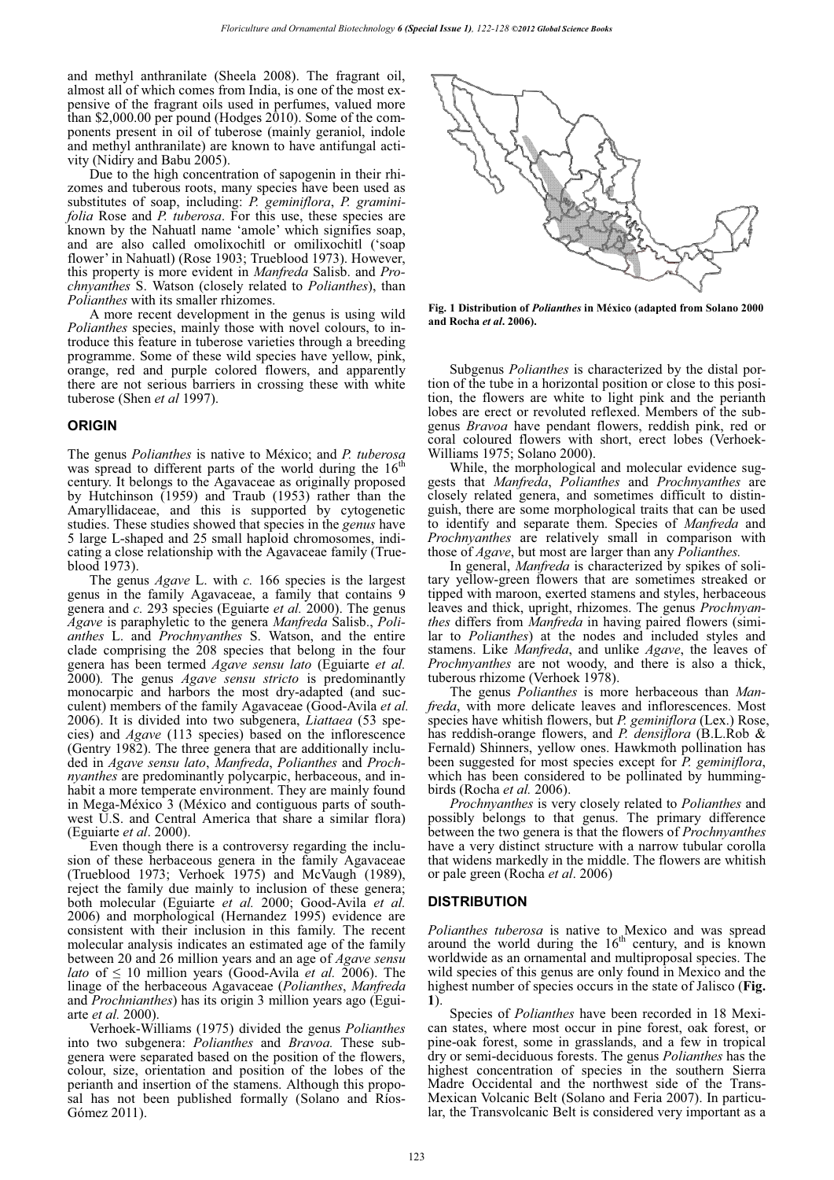and methyl anthranilate (Sheela 2008). The fragrant oil, almost all of which comes from India, is one of the most expensive of the fragrant oils used in perfumes, valued more than $2,000.00 per pound (Hodges 2010). Some of the components present in oil of tuberose (mainly geraniol, indole and methyl anthranilate) are known to have antifungal activity (Nidiry and Babu 2005).

Due to the high concentration of sapogenin in their rhizomes and tuberous roots, many species have been used as substitutes of soap, including: *P. geminiflora*, *P. graminifolia* Rose and *P. tuberosa*. For this use, these species are known by the Nahuatl name 'amole' which signifies soap, and are also called omolixochitl or omilixochitl ('soap flower' in Nahuatl) (Rose 1903; Trueblood 1973). However, this property is more evident in *Manfreda* Salisb. and *Prochnyanthes* S. Watson (closely related to *Polianthes*), than *Polianthes* with its smaller rhizomes.

A more recent development in the genus is using wild *Polianthes* species, mainly those with novel colours, to introduce this feature in tuberose varieties through a breeding programme. Some of these wild species have yellow, pink, orange, red and purple colored flowers, and apparently there are not serious barriers in crossing these with white tuberose (Shen *et al* 1997).

## ORIGIN

The genus *Polianthes* is native to México; and *P. tuberosa* was spread to different parts of the world during the 16th century. It belongs to the Agavaceae as originally proposed by Hutchinson (1959) and Traub (1953) rather than the Amaryllidaceae, and this is supported by cytogenetic studies. These studies showed that species in the *genus* have 5 large L-shaped and 25 small haploid chromosomes, indicating a close relationship with the Agavaceae family (Trueblood 1973).

The genus *Agave* L. with *c.* 166 species is the largest genus in the family Agavaceae, a family that contains 9 genera and *c.* 293 species (Eguiarte *et al.* 2000). The genus *Agave* is paraphyletic to the genera *Manfreda* Salisb., *Polianthes* L. and *Prochnyanthes* S. Watson, and the entire clade comprising the 208 species that belong in the four genera has been termed *Agave sensu lato* (Eguiarte *et al.* 2000). The genus *Agave sensu stricto* is predominantly monocarpic and harbors the most dry-adapted (and succulent) members of the family Agavaceae (Good-Avila *et al.* 2006). It is divided into two subgenera, *Liattaea* (53 species) and *Agave* (113 species) based on the inflorescence (Gentry 1982). The three genera that are additionally included in *Agave sensu lato*, *Manfreda*, *Polianthes* and *Prochnyanthes* are predominantly polycarpic, herbaceous, and inhabit a more temperate environment. They are mainly found in Mega-México 3 (México and contiguous parts of southwest U.S. and Central America that share a similar flora) (Eguiarte *et al*. 2000).

Even though there is a controversy regarding the inclusion of these herbaceous genera in the family Agavaceae (Trueblood 1973; Verhoek 1975) and McVaugh (1989), reject the family due mainly to inclusion of these genera; both molecular (Eguiarte *et al.* 2000; Good-Avila *et al.* 2006) and morphological (Hernandez 1995) evidence are consistent with their inclusion in this family. The recent molecular analysis indicates an estimated age of the family between 20 and 26 million years and an age of *Agave sensu lato* of ≤ 10 million years (Good-Avila *et al.* 2006). The linage of the herbaceous Agavaceae (*Polianthes*, *Manfreda* and *Prochnianthes*) has its origin 3 million years ago (Eguiarte *et al.* 2000).

Verhoek-Williams (1975) divided the genus *Polianthes* into two subgenera: *Polianthes* and *Bravoa.* These subgenera were separated based on the position of the flowers, colour, size, orientation and position of the lobes of the perianth and insertion of the stamens. Although this proposal has not been published formally (Solano and Ríos-Gómez 2011).

**Fig. 1 Distribution of *Polianthes* in México (adapted from Solano 2000 and Rocha *et al*. 2006).**

Subgenus *Polianthes* is characterized by the distal portion of the tube in a horizontal position or close to this position, the flowers are white to light pink and the perianth lobes are erect or revoluted reflexed. Members of the subgenus *Bravoa* have pendant flowers, reddish pink, red or coral coloured flowers with short, erect lobes (Verhoek-Williams 1975; Solano 2000).

While, the morphological and molecular evidence suggests that *Manfreda*, *Polianthes* and *Prochnyanthes* are closely related genera, and sometimes difficult to distinguish, there are some morphological traits that can be used to identify and separate them. Species of *Manfreda* and *Prochnyanthes* are relatively small in comparison with those of *Agave*, but most are larger than any *Polianthes.*

In general, *Manfreda* is characterized by spikes of solitary yellow-green flowers that are sometimes streaked or tipped with maroon, exerted stamens and styles, herbaceous leaves and thick, upright, rhizomes. The genus *Prochnyanthes* differs from *Manfreda* in having paired flowers (similar to *Polianthes*) at the nodes and included styles and stamens. Like *Manfreda*, and unlike *Agave*, the leaves of *Prochnyanthes* are not woody, and there is also a thick, tuberous rhizome (Verhoek 1978).

The genus *Polianthes* is more herbaceous than *Manfreda*, with more delicate leaves and inflorescences. Most species have whitish flowers, but *P. geminiflora* (Lex.) Rose, has reddish-orange flowers, and *P. densiflora* (B.L.Rob & Fernald) Shinners, yellow ones. Hawkmoth pollination has been suggested for most species except for *P. geminiflora*, which has been considered to be pollinated by hummingbirds (Rocha *et al.* 2006).

*Prochnyanthes* is very closely related to *Polianthes* and possibly belongs to that genus. The primary difference between the two genera is that the flowers of *Prochnyanthes* have a very distinct structure with a narrow tubular corolla that widens markedly in the middle. The flowers are whitish or pale green (Rocha *et al*. 2006)

## DISTRIBUTION

*Polianthes tuberosa* is native to Mexico and was spread around the world during the 16th century, and is known worldwide as an ornamental and multiproposal species. The wild species of this genus are only found in Mexico and the highest number of species occurs in the state of Jalisco (**Fig. 1**).

Species of *Polianthes* have been recorded in 18 Mexican states, where most occur in pine forest, oak forest, or pine-oak forest, some in grasslands, and a few in tropical dry or semi-deciduous forests. The genus *Polianthes* has the highest concentration of species in the southern Sierra Madre Occidental and the northwest side of the Trans-Mexican Volcanic Belt (Solano and Feria 2007). In particular, the Transvolcanic Belt is considered very important as a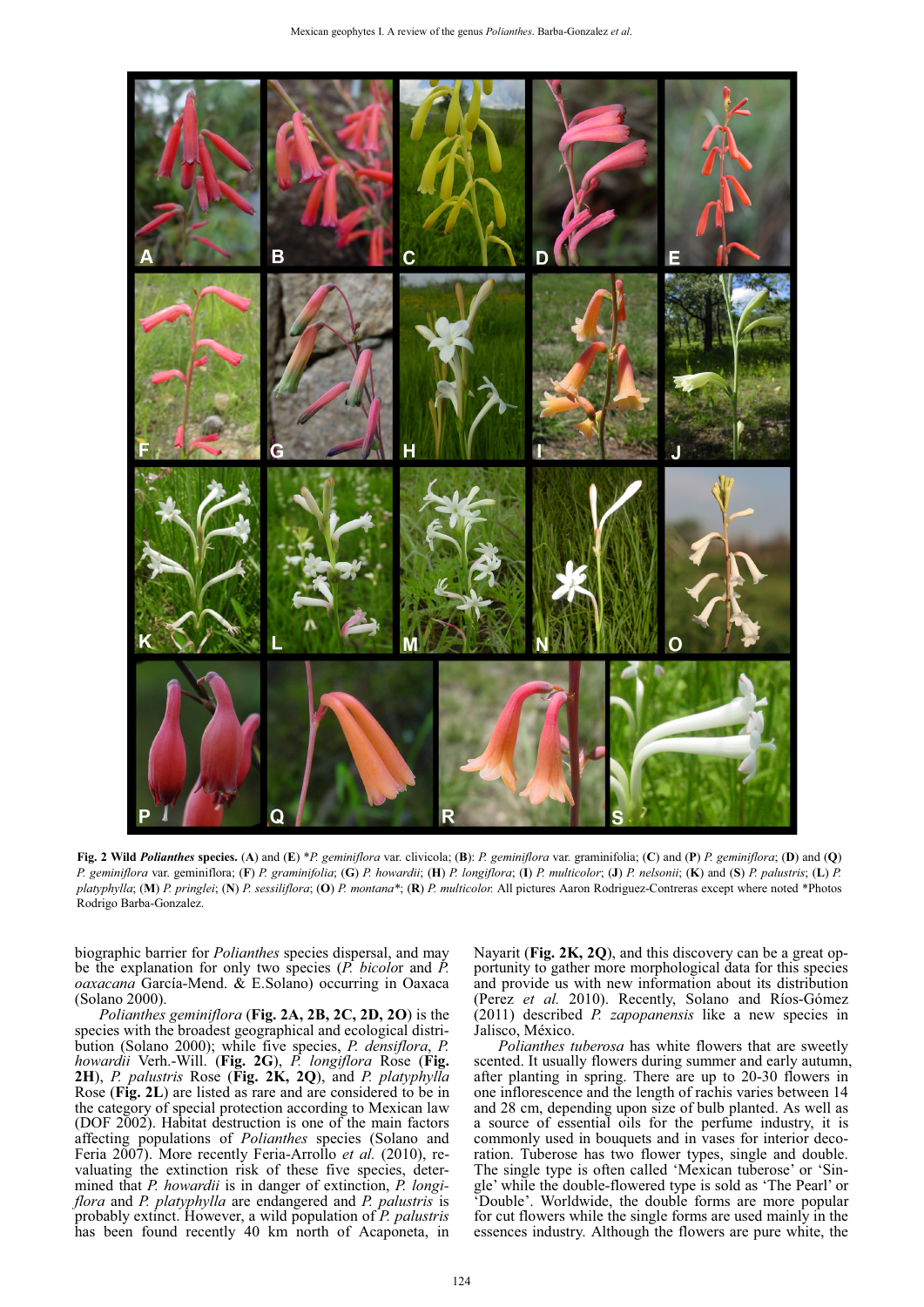**Fig. 2 Wild *Polianthes* species.** (**A**) and (**E**) **P. geminiflora* var. clivicola; (**B**): *P. geminiflora* var. graminifolia; (**C**) and (**P**) *P. geminiflora*; (**D**) and (**Q**) *P. geminiflora* var. geminiflora; (**F**) *P. graminifolia*; (**G**) *P. howardii*; (**H**) *P. longiflora*; (**I**) *P. multicolor*; (**J**) *P. nelsonii*; (**K**) and (**S**) *P. palustris*; (**L**) *P. platyphylla*; (**M**) *P. pringlei*; (**N**) *P. sessiliflora*; (**O**) *P. montana**; (**R**) *P. multicolor.* All pictures Aaron Rodriguez-Contreras except where noted *Photos Rodrigo Barba-Gonzalez.

biographic barrier for *Polianthes* species dispersal, and may be the explanation for only two species (*P. bicolor* and *P. oaxacana* García-Mend. & E.Solano) occurring in Oaxaca (Solano 2000).

*Polianthes geminiflora* (**Fig. 2A, 2B, 2C, 2D, 2O**) is the species with the broadest geographical and ecological distribution (Solano 2000); while five species, *P. densiflora*, *P. howardii* Verh.-Will. (**Fig. 2G**), *P. longiflora* Rose (**Fig. 2H**), *P. palustris* Rose (**Fig. 2K, 2Q**), and *P. platyphylla* Rose (**Fig. 2L**) are listed as rare and are considered to be in the category of special protection according to Mexican law (DOF 2002). Habitat destruction is one of the main factors affecting populations of *Polianthes* species (Solano and Feria 2007). More recently Feria-Arrollo *et al.* (2010), re-valuating the extinction risk of these five species, determined that *P. howardii* is in danger of extinction, *P. longiflora* and *P. platyphylla* are endangered and *P. palustris* is probably extinct. However, a wild population of *P. palustris* has been found recently 40 km north of Acaponeta, in Nayarit (**Fig. 2K, 2Q**), and this discovery can be a great opportunity to gather more morphological data for this species and provide us with new information about its distribution (Perez *et al.* 2010). Recently, Solano and Ríos-Gómez (2011) described *P. zapopanensis* like a new species in Jalisco, México.

*Polianthes tuberosa* has white flowers that are sweetly scented. It usually flowers during summer and early autumn, after planting in spring. There are up to 20-30 flowers in one inflorescence and the length of rachis varies between 14 and 28 cm, depending upon size of bulb planted. As well as a source of essential oils for the perfume industry, it is commonly used in bouquets and in vases for interior decoration. Tuberose has two flower types, single and double. The single type is often called 'Mexican tuberose' or 'Single' while the double-flowered type is sold as 'The Pearl' or 'Double'. Worldwide, the double forms are more popular for cut flowers while the single forms are used mainly in the essences industry. Although the flowers are pure white, the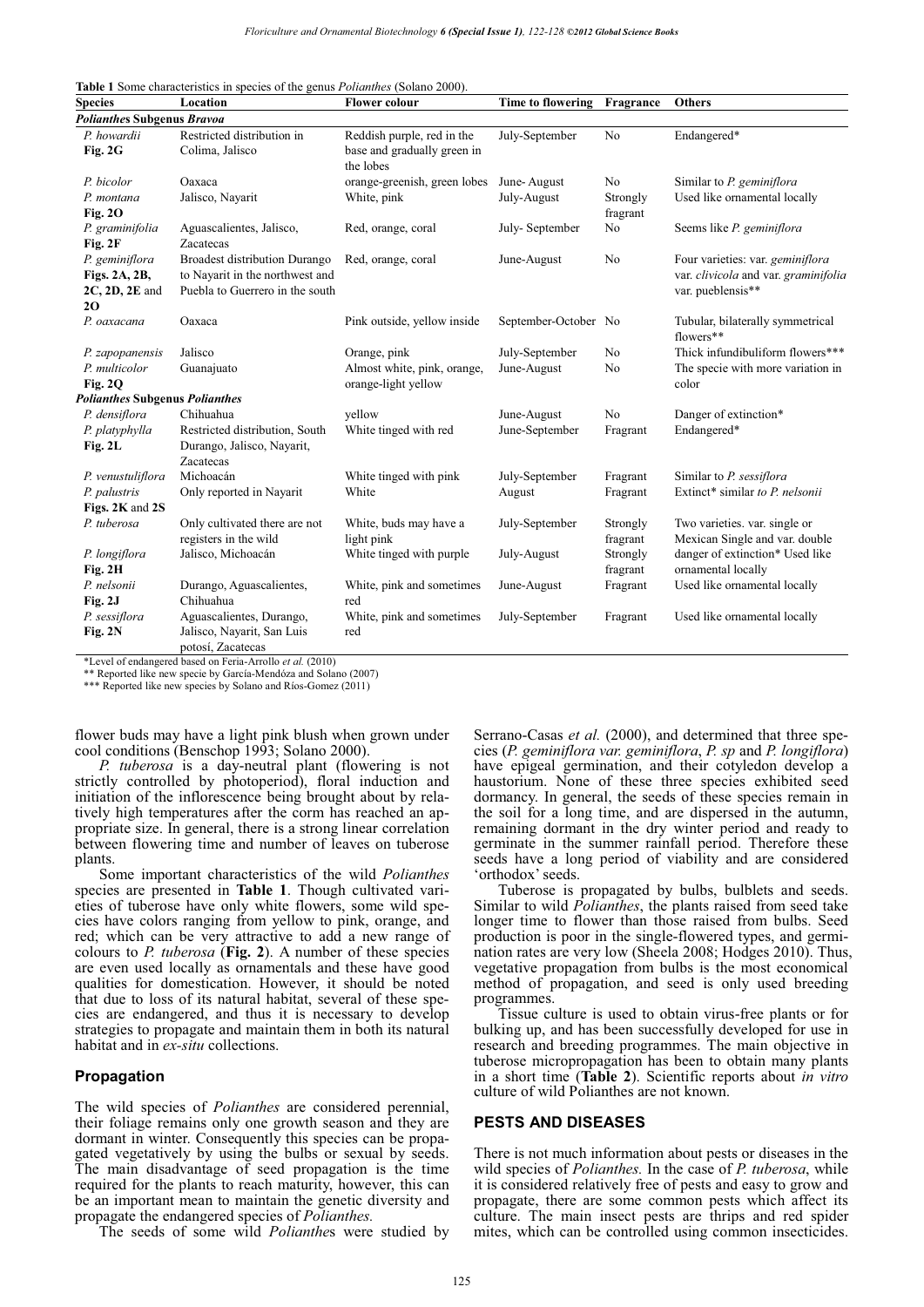**Table 1** Some characteristics in species of the genus *Polianthes* (Solano 2000).

| Species | Location | Flower colour | Time to flowering | Fragrance | Others |
|---|---|---|---|---|---|
| ***Polianthes* Subgenus *Bravoa*** | | | | | |
| *P. howardii* **Fig. 2G** | Restricted distribution in Colima, Jalisco | Reddish purple, red in the base and gradually green in the lobes | July-September | No | Endangered* |
| *P. bicolor* | Oaxaca | orange-greenish, green lobes | June- August | No | Similar to *P. geminiflora* |
| *P. montana* **Fig. 2O** | Jalisco, Nayarit | White, pink | July-August | Strongly fragrant | Used like ornamental locally |
| *P. graminifolia* **Fig. 2F** | Aguascalientes, Jalisco, Zacatecas | Red, orange, coral | July- September | No | Seems like *P. geminiflora* |
| *P. geminiflora* **Figs. 2A, 2B, 2C, 2D, 2E** and **2O** | Broadest distribution Durango to Nayarit in the northwest and Puebla to Guerrero in the south | Red, orange, coral | June-August | No | Four varieties: var. *geminiflora* var. *clivicola* and var. *graminifolia* var. pueblensis** |
| *P. oaxacana* | Oaxaca | Pink outside, yellow inside | September-October | No | Tubular, bilaterally symmetrical flowers** |
| *P. zapopanensis* | Jalisco | Orange, pink | July-September | No | Thick infundibuliform flowers*** |
| *P. multicolor* **Fig. 2Q** | Guanajuato | Almost white, pink, orange, orange-light yellow | June-August | No | The specie with more variation in color |
| ***Polianthes* Subgenus *Polianthes*** | | | | | |
| *P. densiflora* | Chihuahua | yellow | June-August | No | Danger of extinction* |
| *P. platyphylla* **Fig. 2L** | Restricted distribution, South Durango, Jalisco, Nayarit, Zacatecas | White tinged with red | June-September | Fragrant | Endangered* |
| *P. venustuliflora* | Michoacán | White tinged with pink | July-September | Fragrant | Similar to *P. sessiflora* |
| *P. palustris* **Figs. 2K** and **2S** | Only reported in Nayarit | White | August | Fragrant | Extinct* similar *to P. nelsonii* |
| *P. tuberosa* | Only cultivated there are not registers in the wild | White, buds may have a light pink | July-September | Strongly fragrant | Two varieties. var. single or Mexican Single and var. double |
| *P. longiflora* **Fig. 2H** | Jalisco, Michoacán | White tinged with purple | July-August | Strongly fragrant | danger of extinction* Used like ornamental locally |
| *P. nelsonii* **Fig. 2J** | Durango, Aguascalientes, Chihuahua | White, pink and sometimes red | June-August | Fragrant | Used like ornamental locally |
| *P. sessiflora* **Fig. 2N** | Aguascalientes, Durango, Jalisco, Nayarit, San Luis potosí, Zacatecas | White, pink and sometimes red | July-September | Fragrant | Used like ornamental locally |

*Level of endangered based on Feria-Arrollo *et al.* (2010)
** Reported like new specie by García-Mendóza and Solano (2007)
*** Reported like new species by Solano and Ríos-Gomez (2011)

flower buds may have a light pink blush when grown under cool conditions (Benschop 1993; Solano 2000).

*P. tuberosa* is a day-neutral plant (flowering is not strictly controlled by photoperiod), floral induction and initiation of the inflorescence being brought about by relatively high temperatures after the corm has reached an appropriate size. In general, there is a strong linear correlation between flowering time and number of leaves on tuberose plants.

Some important characteristics of the wild *Polianthes* species are presented in **Table 1**. Though cultivated varieties of tuberose have only white flowers, some wild species have colors ranging from yellow to pink, orange, and red; which can be very attractive to add a new range of colours to *P. tuberosa* (**Fig. 2**). A number of these species are even used locally as ornamentals and these have good qualities for domestication. However, it should be noted that due to loss of its natural habitat, several of these species are endangered, and thus it is necessary to develop strategies to propagate and maintain them in both its natural habitat and in *ex-situ* collections.

## Propagation

The wild species of *Polianthes* are considered perennial, their foliage remains only one growth season and they are dormant in winter. Consequently this species can be propagated vegetatively by using the bulbs or sexual by seeds. The main disadvantage of seed propagation is the time required for the plants to reach maturity, however, this can be an important mean to maintain the genetic diversity and propagate the endangered species of *Polianthes.*

The seeds of some wild *Polianthe*s were studied by Serrano-Casas *et al.* (2000), and determined that three species (*P. geminiflora var. geminiflora*, *P. sp* and *P. longiflora*) have epigeal germination, and their cotyledon develop a haustorium. None of these three species exhibited seed dormancy. In general, the seeds of these species remain in the soil for a long time, and are dispersed in the autumn, remaining dormant in the dry winter period and ready to germinate in the summer rainfall period. Therefore these seeds have a long period of viability and are considered 'orthodox' seeds.

Tuberose is propagated by bulbs, bulblets and seeds. Similar to wild *Polianthes*, the plants raised from seed take longer time to flower than those raised from bulbs. Seed production is poor in the single-flowered types, and germination rates are very low (Sheela 2008; Hodges 2010). Thus, vegetative propagation from bulbs is the most economical method of propagation, and seed is only used breeding programmes.

Tissue culture is used to obtain virus-free plants or for bulking up, and has been successfully developed for use in research and breeding programmes. The main objective in tuberose micropropagation has been to obtain many plants in a short time (**Table 2**). Scientific reports about *in vitro* culture of wild Polianthes are not known.

# PESTS AND DISEASES

There is not much information about pests or diseases in the wild species of *Polianthes.* In the case of *P. tuberosa*, while it is considered relatively free of pests and easy to grow and propagate, there are some common pests which affect its culture. The main insect pests are thrips and red spider mites, which can be controlled using common insecticides.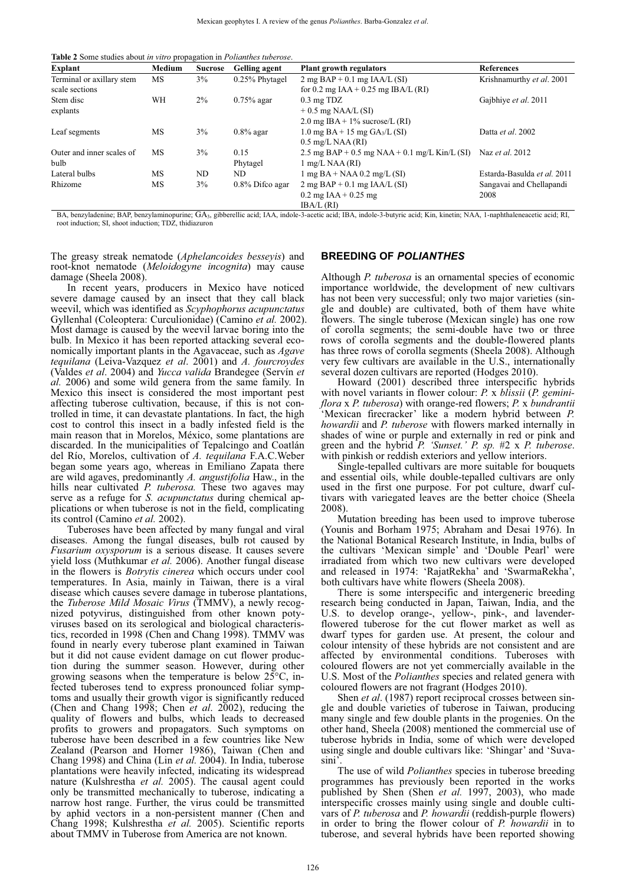**Table 2** Some studies about *in vitro* propagation in *Polianthes tuberose*.

| Explant | Medium | Sucrose | Gelling agent | Plant growth regulators | References |
|---|---|---|---|---|---|
| Terminal or axillary stem scale sections | MS | 3% | 0.25% Phytagel | 2 mg BAP + 0.1 mg IAA/L (SI) for 0.2 mg IAA + 0.25 mg IBA/L (RI) | Krishnamurthy *et al.* 2001 |
| Stem disc explants | WH | 2% | 0.75% agar | 0.3 mg TDZ + 0.5 mg NAA/L (SI) 2.0 mg IBA + 1% sucrose/L (RI) | Gajbhiye *et al.* 2011 |
| Leaf segments | MS | 3% | 0.8% agar | 1.0 mg BA + 15 mg $GA_3$/L (SI) 0.5 mg/L NAA (RI) | Datta *et al.* 2002 |
| Outer and inner scales of bulb | MS | 3% | 0.15 Phytagel | 2.5 mg BAP + 0.5 mg NAA + 0.1 mg/L Kin/L (SI) 1 mg/L NAA (RI) | Naz *et al.* 2012 |
| Lateral bulbs | MS | ND | ND | 1 mg BA + NAA 0.2 mg/L (SI) | Estarda-Basulda *et al.* 2011 |
| Rhizome | MS | 3% | 0.8% Difco agar | 2 mg BAP + 0.1 mg IAA/L (SI) 0.2 mg IAA + 0.25 mg IBA/L (RI) | Sangavai and Chellapandi 2008 |

BA, benzyladenine; BAP, benzylaminopurine; $GA_3$, gibberellic acid; IAA, indole-3-acetic acid; IBA, indole-3-butyric acid; Kin, kinetin; NAA, 1-naphthaleneacetic acid; RI, root induction; SI, shoot induction; TDZ, thidiazuron

The greasy streak nematode (*Aphelancoides besseyis*) and root-knot nematode (*Meloidogyne incognita*) may cause damage (Sheela 2008).

In recent years, producers in Mexico have noticed severe damage caused by an insect that they call black weevil, which was identified as *Scyphophorus acupunctatus* Gyllenhal (Coleoptera: Curculionidae) (Camino *et al.* 2002). Most damage is caused by the weevil larvae boring into the bulb. In Mexico it has been reported attacking several economically important plants in the Agavaceae, such as *Agave tequilana* (Leiva-Vazquez *et al*. 2001) and *A. fourcroydes* (Valdes *et al*. 2004) and *Yucca valida* Brandegee (Servín *et al.* 2006) and some wild genera from the same family. In Mexico this insect is considered the most important pest affecting tuberose cultivation, because, if this is not controlled in time, it can devastate plantations. In fact, the high cost to control this insect in a badly infested field is the main reason that in Morelos, México, some plantations are discarded. In the municipalities of Tepalcingo and Coatlán del Río, Morelos, cultivation of *A. tequilana* F.A.C.Weber began some years ago, whereas in Emiliano Zapata there are wild agaves, predominantly *A. angustifolia* Haw., in the hills near cultivated *P. tuberosa.* These two agaves may serve as a refuge for *S. acupunctatus* during chemical applications or when tuberose is not in the field, complicating its control (Camino *et al.* 2002).

Tuberoses have been affected by many fungal and viral diseases. Among the fungal diseases, bulb rot caused by *Fusarium oxysporum* is a serious disease. It causes severe yield loss (Muthkumar *et al.* 2006). Another fungal disease in the flowers is *Botrytis cinerea* which occurs under cool temperatures. In Asia, mainly in Taiwan, there is a viral disease which causes severe damage in tuberose plantations, the *Tuberose Mild Mosaic Virus* (TMMV), a newly recognized potyvirus, distinguished from other known potyviruses based on its serological and biological characteristics, recorded in 1998 (Chen and Chang 1998). TMMV was found in nearly every tuberose plant examined in Taiwan but it did not cause evident damage on cut flower production during the summer season. However, during other growing seasons when the temperature is below 25°C, infected tuberoses tend to express pronounced foliar symptoms and usually their growth vigor is significantly reduced (Chen and Chang 1998; Chen *et al*. 2002), reducing the quality of flowers and bulbs, which leads to decreased profits to growers and propagators. Such symptoms on tuberose have been described in a few countries like New Zealand (Pearson and Horner 1986), Taiwan (Chen and Chang 1998) and China (Lin *et al.* 2004). In India, tuberose plantations were heavily infected, indicating its widespread nature (Kulshrestha *et al.* 2005). The causal agent could only be transmitted mechanically to tuberose, indicating a narrow host range. Further, the virus could be transmitted by aphid vectors in a non-persistent manner (Chen and Chang 1998; Kulshrestha *et al.* 2005). Scientific reports about TMMV in Tuberose from America are not known.

## BREEDING OF *POLIANTHES*

Although *P. tuberosa* is an ornamental species of economic importance worldwide, the development of new cultivars has not been very successful; only two major varieties (single and double) are cultivated, both of them have white flowers. The single tuberose (Mexican single) has one row of corolla segments; the semi-double have two or three rows of corolla segments and the double-flowered plants has three rows of corolla segments (Sheela 2008). Although very few cultivars are available in the U.S., internationally several dozen cultivars are reported (Hodges 2010).

Howard (2001) described three interspecific hybrids with novel variants in flower colour: *P.* x *blissii* (*P. geminiflora* x *P. tuberosa*) with orange-red flowers; *P.* x *bundrantii* 'Mexican firecracker' like a modern hybrid between *P. howardii* and *P. tuberose* with flowers marked internally in shades of wine or purple and externally in red or pink and green and the hybrid *P. 'Sunset.' P. sp.* #2 x *P. tuberose*. with pinkish or reddish exteriors and yellow interiors.

Single-tepalled cultivars are more suitable for bouquets and essential oils, while double-tepalled cultivars are only used in the first one purpose. For pot culture, dwarf cultivars with variegated leaves are the better choice (Sheela 2008).

Mutation breeding has been used to improve tuberose (Younis and Borham 1975; Abraham and Desai 1976). In the National Botanical Research Institute, in India, bulbs of the cultivars 'Mexican simple' and 'Double Pearl' were irradiated from which two new cultivars were developed and released in 1974: 'RajatRekha' and 'SwarmaRekha', both cultivars have white flowers (Sheela 2008).

There is some interspecific and intergeneric breeding research being conducted in Japan, Taiwan, India, and the U.S. to develop orange-, yellow-, pink-, and lavender-flowered tuberose for the cut flower market as well as dwarf types for garden use. At present, the colour and colour intensity of these hybrids are not consistent and are affected by environmental conditions. Tuberoses with coloured flowers are not yet commercially available in the U.S. Most of the *Polianthes* species and related genera with coloured flowers are not fragrant (Hodges 2010).

Shen *et al*. (1987) report reciprocal crosses between single and double varieties of tuberose in Taiwan, producing many single and few double plants in the progenies. On the other hand, Sheela (2008) mentioned the commercial use of tuberose hybrids in India, some of which were developed using single and double cultivars like: 'Shingar' and 'Suvasini'.

The use of wild *Polianthes* species in tuberose breeding programmes has previously been reported in the works published by Shen (Shen *et al.* 1997, 2003), who made interspecific crosses mainly using single and double cultivars of *P. tuberosa* and *P. howardii* (reddish-purple flowers) in order to bring the flower colour of *P. howardii* in to tuberose, and several hybrids have been reported showing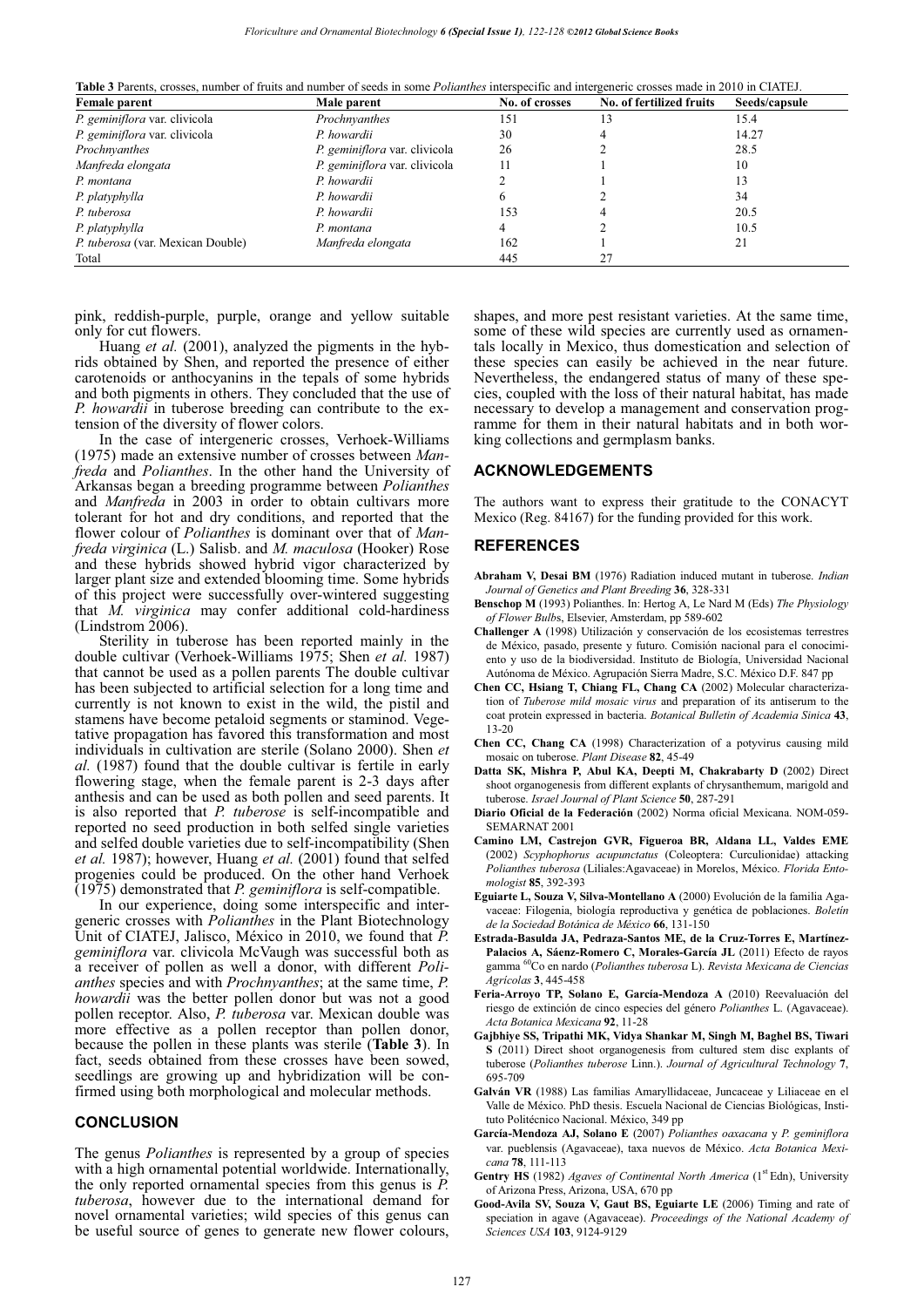**Table 3** Parents, crosses, number of fruits and number of seeds in some *Polianthes* interspecific and intergeneric crosses made in 2010 in CIATEJ.

| Female parent | Male parent | No. of crosses | No. of fertilized fruits | Seeds/capsule |
|---|---|---|---|---|
| *P. geminiflora* var. clivicola | *Prochnyanthes* | 151 | 13 | 15.4 |
| *P. geminiflora* var. clivicola | *P. howardii* | 30 | 4 | 14.27 |
| *Prochnyanthes* | *P. geminiflora* var. clivicola | 26 | 2 | 28.5 |
| *Manfreda elongata* | *P. geminiflora* var. clivicola | 11 | 1 | 10 |
| *P. montana* | *P. howardii* | 2 | 1 | 13 |
| *P. platyphylla* | *P. howardii* | 6 | 2 | 34 |
| *P. tuberosa* | *P. howardii* | 153 | 4 | 20.5 |
| *P. platyphylla* | *P. montana* | 4 | 2 | 10.5 |
| *P. tuberosa* (var. Mexican Double) | *Manfreda elongata* | 162 | 1 | 21 |
| Total | | 445 | 27 | |

pink, reddish-purple, purple, orange and yellow suitable only for cut flowers.

Huang *et al.* (2001), analyzed the pigments in the hybrids obtained by Shen, and reported the presence of either carotenoids or anthocyanins in the tepals of some hybrids and both pigments in others. They concluded that the use of *P. howardii* in tuberose breeding can contribute to the extension of the diversity of flower colors.

In the case of intergeneric crosses, Verhoek-Williams (1975) made an extensive number of crosses between *Manfreda* and *Polianthes*. In the other hand the University of Arkansas began a breeding programme between *Polianthes* and *Manfreda* in 2003 in order to obtain cultivars more tolerant for hot and dry conditions, and reported that the flower colour of *Polianthes* is dominant over that of *Manfreda virginica* (L.) Salisb. and *M. maculosa* (Hooker) Rose and these hybrids showed hybrid vigor characterized by larger plant size and extended blooming time. Some hybrids of this project were successfully over-wintered suggesting that *M. virginica* may confer additional cold-hardiness (Lindstrom 2006).

Sterility in tuberose has been reported mainly in the double cultivar (Verhoek-Williams 1975; Shen *et al.* 1987) that cannot be used as a pollen parents The double cultivar has been subjected to artificial selection for a long time and currently is not known to exist in the wild, the pistil and stamens have become petaloid segments or staminod. Vegetative propagation has favored this transformation and most individuals in cultivation are sterile (Solano 2000). Shen *et al.* (1987) found that the double cultivar is fertile in early flowering stage, when the female parent is 2-3 days after anthesis and can be used as both pollen and seed parents. It is also reported that *P. tuberose* is self-incompatible and reported no seed production in both selfed single varieties and selfed double varieties due to self-incompatibility (Shen *et al.* 1987); however, Huang *et al.* (2001) found that selfed progenies could be produced. On the other hand Verhoek (1975) demonstrated that *P. geminiflora* is self-compatible.

In our experience, doing some interspecific and intergeneric crosses with *Polianthes* in the Plant Biotechnology Unit of CIATEJ, Jalisco, México in 2010, we found that *P. geminiflora* var. clivicola McVaugh was successful both as a receiver of pollen as well a donor, with different *Polianthes* species and with *Prochnyanthes*; at the same time, *P. howardii* was the better pollen donor but was not a good pollen receptor. Also, *P. tuberosa* var. Mexican double was more effective as a pollen receptor than pollen donor, because the pollen in these plants was sterile (**Table 3**). In fact, seeds obtained from these crosses have been sowed, seedlings are growing up and hybridization will be confirmed using both morphological and molecular methods.

## CONCLUSION

The genus *Polianthes* is represented by a group of species with a high ornamental potential worldwide. Internationally, the only reported ornamental species from this genus is *P. tuberosa*, however due to the international demand for novel ornamental varieties; wild species of this genus can be useful source of genes to generate new flower colours, shapes, and more pest resistant varieties. At the same time, some of these wild species are currently used as ornamentals locally in Mexico, thus domestication and selection of these species can easily be achieved in the near future. Nevertheless, the endangered status of many of these species, coupled with the loss of their natural habitat, has made necessary to develop a management and conservation programme for them in their natural habitats and in both working collections and germplasm banks.

## ACKNOWLEDGEMENTS

The authors want to express their gratitude to the CONACYT Mexico (Reg. 84167) for the funding provided for this work.

## REFERENCES

**Abraham V, Desai BM** (1976) Radiation induced mutant in tuberose. *Indian Journal of Genetics and Plant Breeding* **36**, 328-331

**Benschop M** (1993) Polianthes. In: Hertog A, Le Nard M (Eds) *The Physiology of Flower Bulbs*, Elsevier, Amsterdam, pp 589-602

**Challenger A** (1998) Utilización y conservación de los ecosistemas terrestres de México, pasado, presente y futuro. Comisión nacional para el conocimiento y uso de la biodiversidad. Instituto de Biología, Universidad Nacional Autónoma de México. Agrupación Sierra Madre, S.C. México D.F. 847 pp

**Chen CC, Hsiang T, Chiang FL, Chang CA** (2002) Molecular characterization of *Tuberose mild mosaic virus* and preparation of its antiserum to the coat protein expressed in bacteria. *Botanical Bulletin of Academia Sinica* **43**, 13-20

**Chen CC, Chang CA** (1998) Characterization of a potyvirus causing mild mosaic on tuberose. *Plant Disease* **82**, 45-49

**Datta SK, Mishra P, Abul KA, Deepti M, Chakrabarty D** (2002) Direct shoot organogenesis from different explants of chrysanthemum, marigold and tuberose. *Israel Journal of Plant Science* **50**, 287-291

**Diario Oficial de la Federación** (2002) Norma oficial Mexicana. NOM-059-SEMARNAT 2001

**Camino LM, Castrejon GVR, Figueroa BR, Aldana LL, Valdes EME** (2002) *Scyphophorus acupunctatus* (Coleoptera: Curculionidae) attacking *Polianthes tuberosa* (Liliales:Agavaceae) in Morelos, México. *Florida Entomologist* **85**, 392-393

**Eguiarte L, Souza V, Silva-Montellano A** (2000) Evolución de la familia Agavaceae: Filogenia, biología reproductiva y genética de poblaciones. *Boletín de la Sociedad Botánica de México* **66**, 131-150

**Estrada-Basulda JA, Pedraza-Santos ME, de la Cruz-Torres E, Martínez-Palacios A, Sáenz-Romero C, Morales-García JL** (2011) Efecto de rayos gamma $^{60}$Co en nardo (*Polianthes tuberosa* L). *Revista Mexicana de Ciencias Agrícolas* **3**, 445-458

**Feria-Arroyo TP, Solano E, García-Mendoza A** (2010) Reevaluación del riesgo de extinción de cinco especies del género *Polianthes* L. (Agavaceae). *Acta Botanica Mexicana* **92**, 11-28

**Gajbhiye SS, Tripathi MK, Vidya Shankar M, Singh M, Baghel BS, Tiwari S** (2011) Direct shoot organogenesis from cultured stem disc explants of tuberose (*Polianthes tuberose* Linn.). *Journal of Agricultural Technology* **7**, 695-709

**Galván VR** (1988) Las familias Amaryllidaceae, Juncaceae y Liliaceae en el Valle de México. PhD thesis. Escuela Nacional de Ciencias Biológicas, Instituto Politécnico Nacional. México, 349 pp

**García-Mendoza AJ, Solano E** (2007) *Polianthes oaxacana* y *P. geminiflora* var. pueblensis (Agavaceae), taxa nuevos de México. *Acta Botanica Mexicana* **78**, 111-113

**Gentry HS** (1982) *Agaves of Continental North America* (1st Edn), University of Arizona Press, Arizona, USA, 670 pp

**Good-Avila SV, Souza V, Gaut BS, Eguiarte LE** (2006) Timing and rate of speciation in agave (Agavaceae). *Proceedings of the National Academy of Sciences USA* **103**, 9124-9129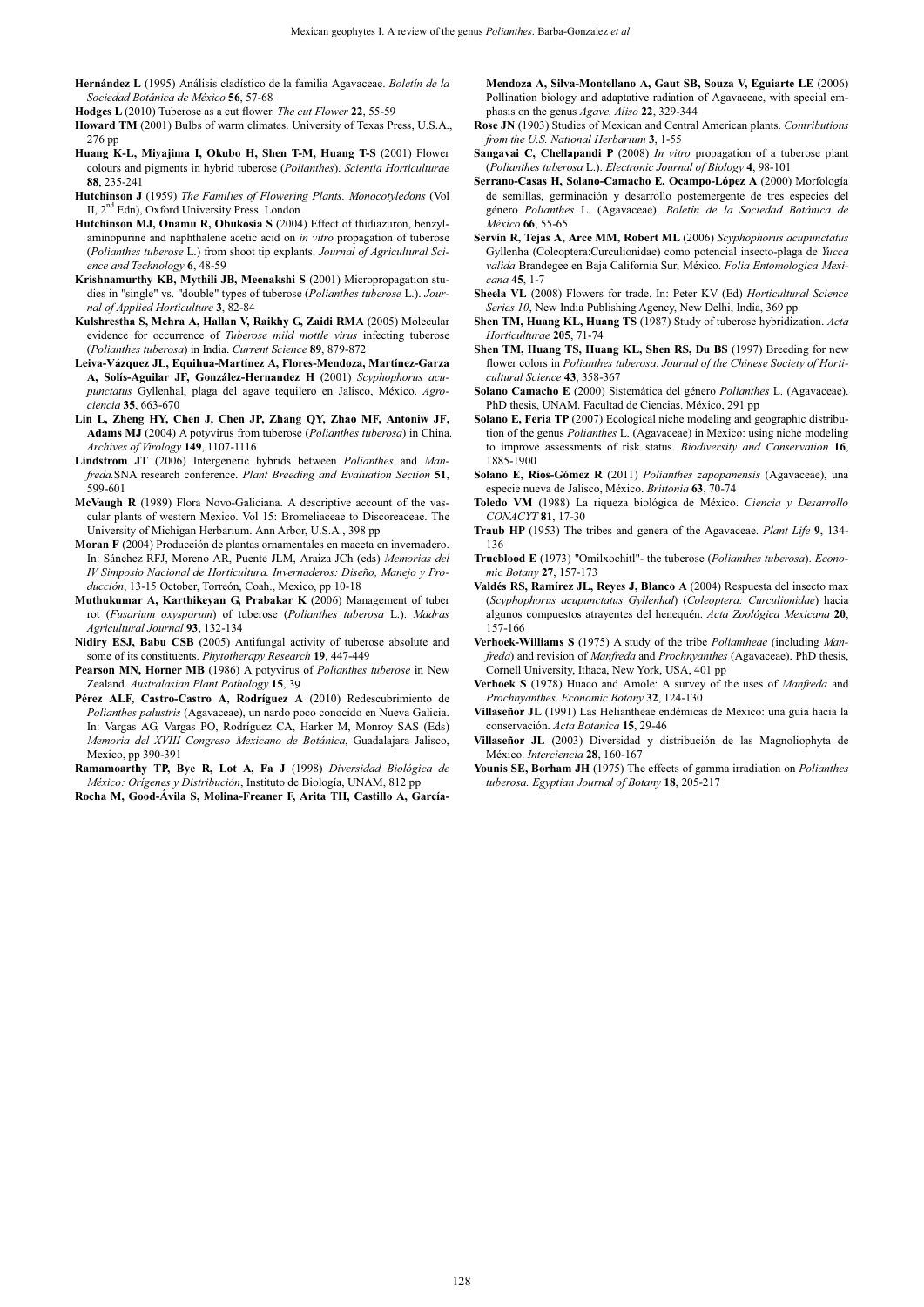**Hernández L** (1995) Análisis cladístico de la familia Agavaceae. *Boletín de la Sociedad Botánica de México* **56**, 57-68

**Hodges L** (2010) Tuberose as a cut flower. *The cut Flower* **22**, 55-59

**Howard TM** (2001) Bulbs of warm climates. University of Texas Press, U.S.A., 276 pp

**Huang K-L, Miyajima I, Okubo H, Shen T-M, Huang T-S** (2001) Flower colours and pigments in hybrid tuberose (*Polianthes*). *Scientia Horticulturae* **88**, 235-241

**Hutchinson J** (1959) *The Families of Flowering Plants. Monocotyledons* (Vol II, 2nd Edn), Oxford University Press. London

**Hutchinson MJ, Onamu R, Obukosia S** (2004) Effect of thidiazuron, benzylaminopurine and naphthalene acetic acid on *in vitro* propagation of tuberose (*Polianthes tuberose* L.) from shoot tip explants. *Journal of Agricultural Science and Technology* **6**, 48-59

**Krishnamurthy KB, Mythili JB, Meenakshi S** (2001) Micropropagation studies in "single" vs. "double" types of tuberose (*Polianthes tuberose* L.). *Journal of Applied Horticulture* **3**, 82-84

**Kulshrestha S, Mehra A, Hallan V, Raikhy G, Zaidi RMA** (2005) Molecular evidence for occurrence of *Tuberose mild mottle virus* infecting tuberose (*Polianthes tuberosa*) in India. *Current Science* **89**, 879-872

**Leiva-Vázquez JL, Equihua-Martínez A, Flores-Mendoza, Martínez-Garza A, Solís-Aguilar JF, González-Hernandez H** (2001) *Scyphophorus acupunctatus* Gyllenhal, plaga del agave tequilero en Jalisco, México. *Agrociencia* **35**, 663-670

**Lin L, Zheng HY, Chen J, Chen JP, Zhang QY, Zhao MF, Antoniw JF, Adams MJ** (2004) A potyvirus from tuberose (*Polianthes tuberosa*) in China. *Archives of Virology* **149**, 1107-1116

**Lindstrom JT** (2006) Intergeneric hybrids between *Polianthes* and *Manfreda*.SNA research conference. *Plant Breeding and Evaluation Section* **51**, 599-601

**McVaugh R** (1989) Flora Novo-Galiciana. A descriptive account of the vascular plants of western Mexico. Vol 15: Bromeliaceae to Discoreaceae. The University of Michigan Herbarium. Ann Arbor, U.S.A., 398 pp

**Moran F** (2004) Producción de plantas ornamentales en maceta en invernadero. In: Sánchez RFJ, Moreno AR, Puente JLM, Araiza JCh (eds) *Memorias del IV Simposio Nacional de Horticultura. Invernaderos: Diseño, Manejo y Producción*, 13-15 October, Torreón, Coah., Mexico, pp 10-18

**Muthukumar A, Karthikeyan G, Prabakar K** (2006) Management of tuber rot (*Fusarium oxysporum*) of tuberose (*Polianthes tuberosa* L.). *Madras Agricultural Journal* **93**, 132-134

**Nidiry ESJ, Babu CSB** (2005) Antifungal activity of tuberose absolute and some of its constituents. *Phytotherapy Research* **19**, 447-449

**Pearson MN, Horner MB** (1986) A potyvirus of *Polianthes tuberose* in New Zealand. *Australasian Plant Pathology* **15**, 39

**Pérez ALF, Castro-Castro A, Rodríguez A** (2010) Redescubrimiento de *Polianthes palustris* (Agavaceae), un nardo poco conocido en Nueva Galicia. In: Vargas AG, Vargas PO, Rodríguez CA, Harker M, Monroy SAS (Eds) *Memoria del XVIII Congreso Mexicano de Botánica*, Guadalajara Jalisco, Mexico, pp 390-391

**Ramamoorthy TP, Bye R, Lot A, Fa J** (1998) *Diversidad Biológica de México: Orígenes y Distribución*, Instituto de Biología, UNAM, 812 pp

**Rocha M, Good-Ávila S, Molina-Freaner F, Arita TH, Castillo A, García-Mendoza A, Silva-Montellano A, Gaut SB, Souza V, Eguiarte LE** (2006) Pollination biology and adaptative radiation of Agavaceae, with special emphasis on the genus *Agave*. *Aliso* **22**, 329-344

**Rose JN** (1903) Studies of Mexican and Central American plants. *Contributions from the U.S. National Herbarium* **3**, 1-55

**Sangavai C, Chellapandi P** (2008) *In vitro* propagation of a tuberose plant (*Polianthes tuberosa* L.). *Electronic Journal of Biology* **4**, 98-101

**Serrano-Casas H, Solano-Camacho E, Ocampo-López A** (2000) Morfología de semillas, germinación y desarrollo postemergente de tres especies del género *Polianthes* L. (Agavaceae). *Boletín de la Sociedad Botánica de México* **66**, 55-65

**Servín R, Tejas A, Arce MM, Robert ML** (2006) *Scyphophorus acupunctatus* Gyllenha (Coleoptera:Curculionidae) como potencial insecto-plaga de *Yucca valida* Brandegee en Baja California Sur, México. *Folia Entomologica Mexicana* **45**, 1-7

**Sheela VL** (2008) Flowers for trade. In: Peter KV (Ed) *Horticultural Science Series 10*, New India Publishing Agency, New Delhi, India, 369 pp

**Shen TM, Huang KL, Huang TS** (1987) Study of tuberose hybridization. *Acta Horticulturae* **205**, 71-74

**Shen TM, Huang TS, Huang KL, Shen RS, Du BS** (1997) Breeding for new flower colors in *Polianthes tuberosa*. *Journal of the Chinese Society of Horticultural Science* **43**, 358-367

**Solano Camacho E** (2000) Sistemática del género *Polianthes* L. (Agavaceae). PhD thesis, UNAM. Facultad de Ciencias. México, 291 pp

**Solano E, Feria TP** (2007) Ecological niche modeling and geographic distribution of the genus *Polianthes* L. (Agavaceae) in Mexico: using niche modeling to improve assessments of risk status. *Biodiversity and Conservation* **16**, 1885-1900

**Solano E, Ríos-Gómez R** (2011) *Polianthes zapopanensis* (Agavaceae), una especie nueva de Jalisco, México. *Brittonia* **63**, 70-74

**Toledo VM** (1988) La riqueza biológica de México. *Ciencia y Desarrollo CONACYT* **81**, 17-30

**Traub HP** (1953) The tribes and genera of the Agavaceae. *Plant Life* **9**, 134-136

**Trueblood E** (1973) "Omilxochitl"- the tuberose (*Polianthes tuberosa*). *Economic Botany* **27**, 157-173

**Valdés RS, Ramírez JL, Reyes J, Blanco A** (2004) Respuesta del insecto max (*Scyphophorus acupunctatus Gyllenhal*) (*Coleoptera: Curculionidae*) hacia algunos compuestos atrayentes del henequén. *Acta Zoológica Mexicana* **20**, 157-166

**Verhoek-Williams S** (1975) A study of the tribe *Poliantheae* (including *Manfreda*) and revision of *Manfreda* and *Prochnyanthes* (Agavaceae). PhD thesis, Cornell University, Ithaca, New York, USA, 401 pp

**Verhoek S** (1978) Huaco and Amole: A survey of the uses of *Manfreda* and *Prochnyanthes*. *Economic Botany* **32**, 124-130

**Villaseñor JL** (1991) Las Heliantheae endémicas de México: una guía hacia la conservación. *Acta Botanica* **15**, 29-46

**Villaseñor JL** (2003) Diversidad y distribución de las Magnoliophyta de México. *Interciencia* **28**, 160-167

**Younis SE, Borham JH** (1975) The effects of gamma irradiation on *Polianthes tuberosa. Egyptian Journal of Botany* **18**, 205-217